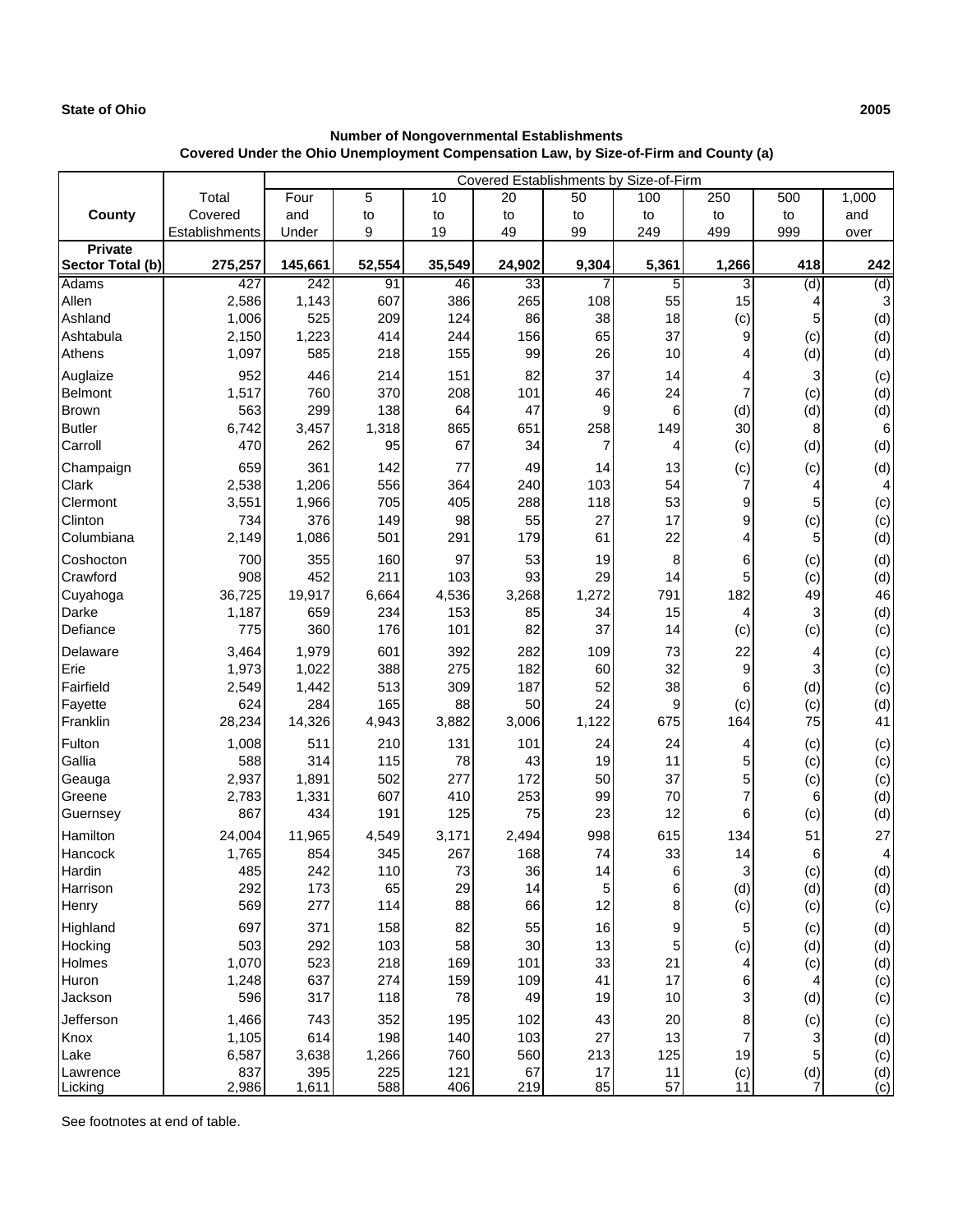**State of Ohio** **2005**

**Number of Nongovernmental Establishments**
**Covered Under the Ohio Unemployment Compensation Law, by Size-of-Firm and County (a)**

| County | Total Covered Establishments | Covered Establishments by Size-of-Firm | | | | | | | | |
|---|---|---|---|---|---|---|---|---|---|---|
| | | Four and Under | 5 to 9 | 10 to 19 | 20 to 49 | 50 to 99 | 100 to 249 | 250 to 499 | 500 to 999 | 1,000 and over |
| **Private Sector Total (b)** | **275,257** | **145,661** | **52,554** | **35,549** | **24,902** | **9,304** | **5,361** | **1,266** | **418** | **242** |
| Adams | 427 | 242 | 91 | 46 | 33 | 7 | 5 | 3 | (d) | (d) |
| Allen | 2,586 | 1,143 | 607 | 386 | 265 | 108 | 55 | 15 | 4 | 3 |
| Ashland | 1,006 | 525 | 209 | 124 | 86 | 38 | 18 | (c) | 5 | (d) |
| Ashtabula | 2,150 | 1,223 | 414 | 244 | 156 | 65 | 37 | 9 | (c) | (d) |
| Athens | 1,097 | 585 | 218 | 155 | 99 | 26 | 10 | 4 | (d) | (d) |
| Auglaize | 952 | 446 | 214 | 151 | 82 | 37 | 14 | 4 | 3 | (c) |
| Belmont | 1,517 | 760 | 370 | 208 | 101 | 46 | 24 | 7 | (c) | (d) |
| Brown | 563 | 299 | 138 | 64 | 47 | 9 | 6 | (d) | (d) | (d) |
| Butler | 6,742 | 3,457 | 1,318 | 865 | 651 | 258 | 149 | 30 | 8 | 6 |
| Carroll | 470 | 262 | 95 | 67 | 34 | 7 | 4 | (c) | (d) | (d) |
| Champaign | 659 | 361 | 142 | 77 | 49 | 14 | 13 | (c) | (c) | (d) |
| Clark | 2,538 | 1,206 | 556 | 364 | 240 | 103 | 54 | 7 | 4 | 4 |
| Clermont | 3,551 | 1,966 | 705 | 405 | 288 | 118 | 53 | 9 | 5 | (c) |
| Clinton | 734 | 376 | 149 | 98 | 55 | 27 | 17 | 9 | (c) | (c) |
| Columbiana | 2,149 | 1,086 | 501 | 291 | 179 | 61 | 22 | 4 | 5 | (d) |
| Coshocton | 700 | 355 | 160 | 97 | 53 | 19 | 8 | 6 | (c) | (d) |
| Crawford | 908 | 452 | 211 | 103 | 93 | 29 | 14 | 5 | (c) | (d) |
| Cuyahoga | 36,725 | 19,917 | 6,664 | 4,536 | 3,268 | 1,272 | 791 | 182 | 49 | 46 |
| Darke | 1,187 | 659 | 234 | 153 | 85 | 34 | 15 | 4 | 3 | (d) |
| Defiance | 775 | 360 | 176 | 101 | 82 | 37 | 14 | (c) | (c) | (c) |
| Delaware | 3,464 | 1,979 | 601 | 392 | 282 | 109 | 73 | 22 | 4 | (c) |
| Erie | 1,973 | 1,022 | 388 | 275 | 182 | 60 | 32 | 9 | 3 | (c) |
| Fairfield | 2,549 | 1,442 | 513 | 309 | 187 | 52 | 38 | 6 | (d) | (c) |
| Fayette | 624 | 284 | 165 | 88 | 50 | 24 | 9 | (c) | (c) | (d) |
| Franklin | 28,234 | 14,326 | 4,943 | 3,882 | 3,006 | 1,122 | 675 | 164 | 75 | 41 |
| Fulton | 1,008 | 511 | 210 | 131 | 101 | 24 | 24 | 4 | (c) | (c) |
| Gallia | 588 | 314 | 115 | 78 | 43 | 19 | 11 | 5 | (c) | (c) |
| Geauga | 2,937 | 1,891 | 502 | 277 | 172 | 50 | 37 | 5 | (c) | (c) |
| Greene | 2,783 | 1,331 | 607 | 410 | 253 | 99 | 70 | 7 | 6 | (d) |
| Guernsey | 867 | 434 | 191 | 125 | 75 | 23 | 12 | 6 | (c) | (d) |
| Hamilton | 24,004 | 11,965 | 4,549 | 3,171 | 2,494 | 998 | 615 | 134 | 51 | 27 |
| Hancock | 1,765 | 854 | 345 | 267 | 168 | 74 | 33 | 14 | 6 | 4 |
| Hardin | 485 | 242 | 110 | 73 | 36 | 14 | 6 | 3 | (c) | (d) |
| Harrison | 292 | 173 | 65 | 29 | 14 | 5 | 6 | (d) | (d) | (d) |
| Henry | 569 | 277 | 114 | 88 | 66 | 12 | 8 | (c) | (c) | (c) |
| Highland | 697 | 371 | 158 | 82 | 55 | 16 | 9 | 5 | (c) | (d) |
| Hocking | 503 | 292 | 103 | 58 | 30 | 13 | 5 | (c) | (d) | (d) |
| Holmes | 1,070 | 523 | 218 | 169 | 101 | 33 | 21 | 4 | (c) | (d) |
| Huron | 1,248 | 637 | 274 | 159 | 109 | 41 | 17 | 6 | 4 | (c) |
| Jackson | 596 | 317 | 118 | 78 | 49 | 19 | 10 | 3 | (d) | (c) |
| Jefferson | 1,466 | 743 | 352 | 195 | 102 | 43 | 20 | 8 | (c) | (c) |
| Knox | 1,105 | 614 | 198 | 140 | 103 | 27 | 13 | 7 | 3 | (d) |
| Lake | 6,587 | 3,638 | 1,266 | 760 | 560 | 213 | 125 | 19 | 5 | (c) |
| Lawrence | 837 | 395 | 225 | 121 | 67 | 17 | 11 | (c) | (d) | (d) |
| Licking | 2,986 | 1,611 | 588 | 406 | 219 | 85 | 57 | 11 | 7 | (c) |

See footnotes at end of table.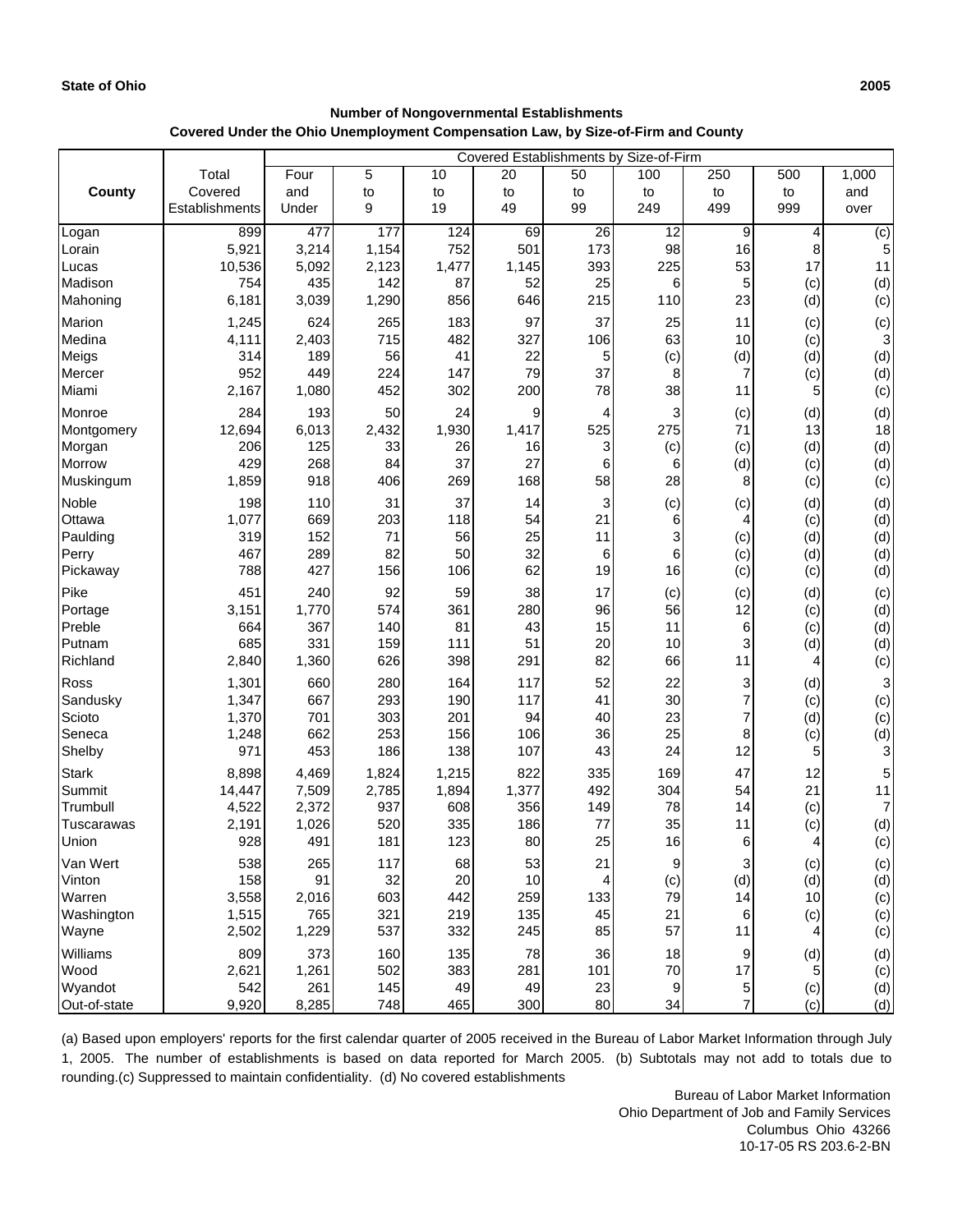**State of Ohio** **2005**

**Number of Nongovernmental Establishments**
**Covered Under the Ohio Unemployment Compensation Law, by Size-of-Firm and County**

| | | Covered Establishments by Size-of-Firm | | | | | | | | |
|---|---|---|---|---|---|---|---|---|---|---|
| **County** | Total Covered Establishments | Four and Under | 5 to 9 | 10 to 19 | 20 to 49 | 50 to 99 | 100 to 249 | 250 to 499 | 500 to 999 | 1,000 and over |
| Logan | 899 | 477 | 177 | 124 | 69 | 26 | 12 | 9 | 4 | (c) |
| Lorain | 5,921 | 3,214 | 1,154 | 752 | 501 | 173 | 98 | 16 | 8 | 5 |
| Lucas | 10,536 | 5,092 | 2,123 | 1,477 | 1,145 | 393 | 225 | 53 | 17 | 11 |
| Madison | 754 | 435 | 142 | 87 | 52 | 25 | 6 | 5 | (c) | (d) |
| Mahoning | 6,181 | 3,039 | 1,290 | 856 | 646 | 215 | 110 | 23 | (d) | (c) |
| Marion | 1,245 | 624 | 265 | 183 | 97 | 37 | 25 | 11 | (c) | (c) |
| Medina | 4,111 | 2,403 | 715 | 482 | 327 | 106 | 63 | 10 | (c) | 3 |
| Meigs | 314 | 189 | 56 | 41 | 22 | 5 | (c) | (d) | (d) | (d) |
| Mercer | 952 | 449 | 224 | 147 | 79 | 37 | 8 | 7 | (c) | (d) |
| Miami | 2,167 | 1,080 | 452 | 302 | 200 | 78 | 38 | 11 | 5 | (c) |
| Monroe | 284 | 193 | 50 | 24 | 9 | 4 | 3 | (c) | (d) | (d) |
| Montgomery | 12,694 | 6,013 | 2,432 | 1,930 | 1,417 | 525 | 275 | 71 | 13 | 18 |
| Morgan | 206 | 125 | 33 | 26 | 16 | 3 | (c) | (c) | (d) | (d) |
| Morrow | 429 | 268 | 84 | 37 | 27 | 6 | 6 | (d) | (c) | (d) |
| Muskingum | 1,859 | 918 | 406 | 269 | 168 | 58 | 28 | 8 | (c) | (c) |
| Noble | 198 | 110 | 31 | 37 | 14 | 3 | (c) | (c) | (d) | (d) |
| Ottawa | 1,077 | 669 | 203 | 118 | 54 | 21 | 6 | 4 | (c) | (d) |
| Paulding | 319 | 152 | 71 | 56 | 25 | 11 | 3 | (c) | (d) | (d) |
| Perry | 467 | 289 | 82 | 50 | 32 | 6 | 6 | (c) | (d) | (d) |
| Pickaway | 788 | 427 | 156 | 106 | 62 | 19 | 16 | (c) | (c) | (d) |
| Pike | 451 | 240 | 92 | 59 | 38 | 17 | (c) | (c) | (d) | (c) |
| Portage | 3,151 | 1,770 | 574 | 361 | 280 | 96 | 56 | 12 | (c) | (d) |
| Preble | 664 | 367 | 140 | 81 | 43 | 15 | 11 | 6 | (c) | (d) |
| Putnam | 685 | 331 | 159 | 111 | 51 | 20 | 10 | 3 | (d) | (d) |
| Richland | 2,840 | 1,360 | 626 | 398 | 291 | 82 | 66 | 11 | 4 | (c) |
| Ross | 1,301 | 660 | 280 | 164 | 117 | 52 | 22 | 3 | (d) | 3 |
| Sandusky | 1,347 | 667 | 293 | 190 | 117 | 41 | 30 | 7 | (c) | (c) |
| Scioto | 1,370 | 701 | 303 | 201 | 94 | 40 | 23 | 7 | (d) | (c) |
| Seneca | 1,248 | 662 | 253 | 156 | 106 | 36 | 25 | 8 | (c) | (d) |
| Shelby | 971 | 453 | 186 | 138 | 107 | 43 | 24 | 12 | 5 | 3 |
| Stark | 8,898 | 4,469 | 1,824 | 1,215 | 822 | 335 | 169 | 47 | 12 | 5 |
| Summit | 14,447 | 7,509 | 2,785 | 1,894 | 1,377 | 492 | 304 | 54 | 21 | 11 |
| Trumbull | 4,522 | 2,372 | 937 | 608 | 356 | 149 | 78 | 14 | (c) | 7 |
| Tuscarawas | 2,191 | 1,026 | 520 | 335 | 186 | 77 | 35 | 11 | (c) | (d) |
| Union | 928 | 491 | 181 | 123 | 80 | 25 | 16 | 6 | 4 | (c) |
| Van Wert | 538 | 265 | 117 | 68 | 53 | 21 | 9 | 3 | (c) | (c) |
| Vinton | 158 | 91 | 32 | 20 | 10 | 4 | (c) | (d) | (d) | (d) |
| Warren | 3,558 | 2,016 | 603 | 442 | 259 | 133 | 79 | 14 | 10 | (c) |
| Washington | 1,515 | 765 | 321 | 219 | 135 | 45 | 21 | 6 | (c) | (c) |
| Wayne | 2,502 | 1,229 | 537 | 332 | 245 | 85 | 57 | 11 | 4 | (c) |
| Williams | 809 | 373 | 160 | 135 | 78 | 36 | 18 | 9 | (d) | (d) |
| Wood | 2,621 | 1,261 | 502 | 383 | 281 | 101 | 70 | 17 | 5 | (c) |
| Wyandot | 542 | 261 | 145 | 49 | 49 | 23 | 9 | 5 | (c) | (d) |
| Out-of-state | 9,920 | 8,285 | 748 | 465 | 300 | 80 | 34 | 7 | (c) | (d) |

(a) Based upon employers' reports for the first calendar quarter of 2005 received in the Bureau of Labor Market Information through July 1, 2005. The number of establishments is based on data reported for March 2005. (b) Subtotals may not add to totals due to rounding.(c) Suppressed to maintain confidentiality. (d) No covered establishments

Bureau of Labor Market Information
Ohio Department of Job and Family Services
Columbus Ohio 43266
10-17-05 RS 203.6-2-BN